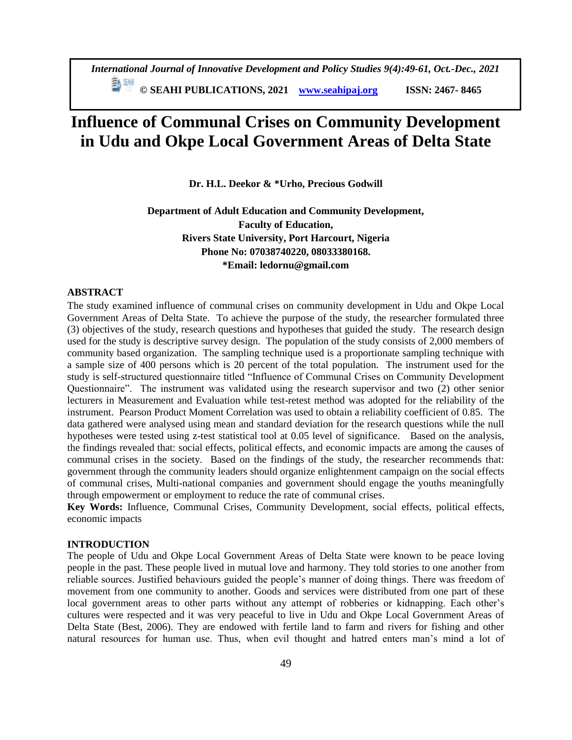# Influence of Communal Crises on Community Development in Udu and Okpe Local Government Areas of Delta State

**Dr. H.L. Deekor & \*Urho, Precious Godwill**

**Department of Adult Education and Community Development,**
**Faculty of Education,**
**Rivers State University, Port Harcourt, Nigeria**
**Phone No: 07038740220, 08033380168.**
**\*Email: ledornu@gmail.com**

## ABSTRACT

The study examined influence of communal crises on community development in Udu and Okpe Local Government Areas of Delta State. To achieve the purpose of the study, the researcher formulated three (3) objectives of the study, research questions and hypotheses that guided the study. The research design used for the study is descriptive survey design. The population of the study consists of 2,000 members of community based organization. The sampling technique used is a proportionate sampling technique with a sample size of 400 persons which is 20 percent of the total population. The instrument used for the study is self-structured questionnaire titled "Influence of Communal Crises on Community Development Questionnaire". The instrument was validated using the research supervisor and two (2) other senior lecturers in Measurement and Evaluation while test-retest method was adopted for the reliability of the instrument. Pearson Product Moment Correlation was used to obtain a reliability coefficient of 0.85. The data gathered were analysed using mean and standard deviation for the research questions while the null hypotheses were tested using z-test statistical tool at 0.05 level of significance. Based on the analysis, the findings revealed that: social effects, political effects, and economic impacts are among the causes of communal crises in the society. Based on the findings of the study, the researcher recommends that: government through the community leaders should organize enlightenment campaign on the social effects of communal crises, Multi-national companies and government should engage the youths meaningfully through empowerment or employment to reduce the rate of communal crises.

**Key Words:** Influence, Communal Crises, Community Development, social effects, political effects, economic impacts

## INTRODUCTION

The people of Udu and Okpe Local Government Areas of Delta State were known to be peace loving people in the past. These people lived in mutual love and harmony. They told stories to one another from reliable sources. Justified behaviours guided the people's manner of doing things. There was freedom of movement from one community to another. Goods and services were distributed from one part of these local government areas to other parts without any attempt of robberies or kidnapping. Each other's cultures were respected and it was very peaceful to live in Udu and Okpe Local Government Areas of Delta State (Best, 2006). They are endowed with fertile land to farm and rivers for fishing and other natural resources for human use. Thus, when evil thought and hatred enters man's mind a lot of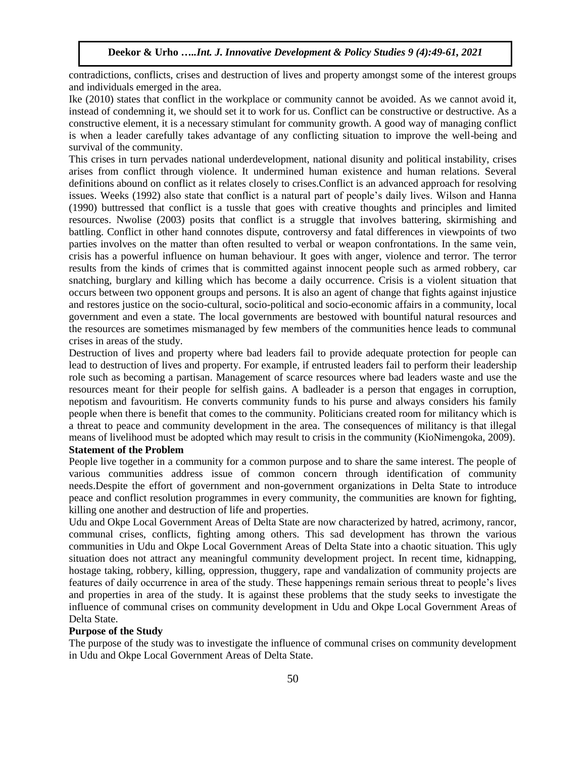contradictions, conflicts, crises and destruction of lives and property amongst some of the interest groups and individuals emerged in the area.

Ike (2010) states that conflict in the workplace or community cannot be avoided. As we cannot avoid it, instead of condemning it, we should set it to work for us. Conflict can be constructive or destructive. As a constructive element, it is a necessary stimulant for community growth. A good way of managing conflict is when a leader carefully takes advantage of any conflicting situation to improve the well-being and survival of the community.

This crises in turn pervades national underdevelopment, national disunity and political instability, crises arises from conflict through violence. It undermined human existence and human relations. Several definitions abound on conflict as it relates closely to crises.Conflict is an advanced approach for resolving issues. Weeks (1992) also state that conflict is a natural part of people's daily lives. Wilson and Hanna (1990) buttressed that conflict is a tussle that goes with creative thoughts and principles and limited resources. Nwolise (2003) posits that conflict is a struggle that involves battering, skirmishing and battling. Conflict in other hand connotes dispute, controversy and fatal differences in viewpoints of two parties involves on the matter than often resulted to verbal or weapon confrontations. In the same vein, crisis has a powerful influence on human behaviour. It goes with anger, violence and terror. The terror results from the kinds of crimes that is committed against innocent people such as armed robbery, car snatching, burglary and killing which has become a daily occurrence. Crisis is a violent situation that occurs between two opponent groups and persons. It is also an agent of change that fights against injustice and restores justice on the socio-cultural, socio-political and socio-economic affairs in a community, local government and even a state. The local governments are bestowed with bountiful natural resources and the resources are sometimes mismanaged by few members of the communities hence leads to communal crises in areas of the study.

Destruction of lives and property where bad leaders fail to provide adequate protection for people can lead to destruction of lives and property. For example, if entrusted leaders fail to perform their leadership role such as becoming a partisan. Management of scarce resources where bad leaders waste and use the resources meant for their people for selfish gains. A badleader is a person that engages in corruption, nepotism and favouritism. He converts community funds to his purse and always considers his family people when there is benefit that comes to the community. Politicians created room for militancy which is a threat to peace and community development in the area. The consequences of militancy is that illegal means of livelihood must be adopted which may result to crisis in the community (KioNimengoka, 2009).

**Statement of the Problem**

People live together in a community for a common purpose and to share the same interest. The people of various communities address issue of common concern through identification of community needs.Despite the effort of government and non-government organizations in Delta State to introduce peace and conflict resolution programmes in every community, the communities are known for fighting, killing one another and destruction of life and properties.

Udu and Okpe Local Government Areas of Delta State are now characterized by hatred, acrimony, rancor, communal crises, conflicts, fighting among others. This sad development has thrown the various communities in Udu and Okpe Local Government Areas of Delta State into a chaotic situation. This ugly situation does not attract any meaningful community development project. In recent time, kidnapping, hostage taking, robbery, killing, oppression, thuggery, rape and vandalization of community projects are features of daily occurrence in area of the study. These happenings remain serious threat to people's lives and properties in area of the study. It is against these problems that the study seeks to investigate the influence of communal crises on community development in Udu and Okpe Local Government Areas of Delta State.

**Purpose of the Study**

The purpose of the study was to investigate the influence of communal crises on community development in Udu and Okpe Local Government Areas of Delta State.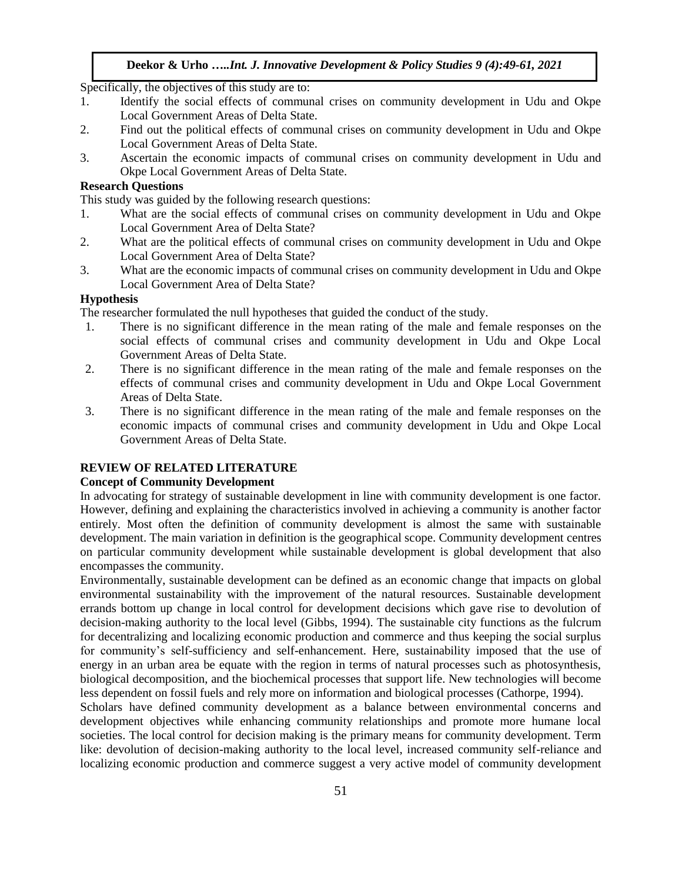Specifically, the objectives of this study are to:

1. Identify the social effects of communal crises on community development in Udu and Okpe Local Government Areas of Delta State.
2. Find out the political effects of communal crises on community development in Udu and Okpe Local Government Areas of Delta State.
3. Ascertain the economic impacts of communal crises on community development in Udu and Okpe Local Government Areas of Delta State.

**Research Questions**

This study was guided by the following research questions:

1. What are the social effects of communal crises on community development in Udu and Okpe Local Government Area of Delta State?
2. What are the political effects of communal crises on community development in Udu and Okpe Local Government Area of Delta State?
3. What are the economic impacts of communal crises on community development in Udu and Okpe Local Government Area of Delta State?

**Hypothesis**

The researcher formulated the null hypotheses that guided the conduct of the study.

1. There is no significant difference in the mean rating of the male and female responses on the social effects of communal crises and community development in Udu and Okpe Local Government Areas of Delta State.
2. There is no significant difference in the mean rating of the male and female responses on the effects of communal crises and community development in Udu and Okpe Local Government Areas of Delta State.
3. There is no significant difference in the mean rating of the male and female responses on the economic impacts of communal crises and community development in Udu and Okpe Local Government Areas of Delta State.

## REVIEW OF RELATED LITERATURE

### Concept of Community Development

In advocating for strategy of sustainable development in line with community development is one factor. However, defining and explaining the characteristics involved in achieving a community is another factor entirely. Most often the definition of community development is almost the same with sustainable development. The main variation in definition is the geographical scope. Community development centres on particular community development while sustainable development is global development that also encompasses the community.

Environmentally, sustainable development can be defined as an economic change that impacts on global environmental sustainability with the improvement of the natural resources. Sustainable development errands bottom up change in local control for development decisions which gave rise to devolution of decision-making authority to the local level (Gibbs, 1994). The sustainable city functions as the fulcrum for decentralizing and localizing economic production and commerce and thus keeping the social surplus for community's self-sufficiency and self-enhancement. Here, sustainability imposed that the use of energy in an urban area be equate with the region in terms of natural processes such as photosynthesis, biological decomposition, and the biochemical processes that support life. New technologies will become less dependent on fossil fuels and rely more on information and biological processes (Cathorpe, 1994).

Scholars have defined community development as a balance between environmental concerns and development objectives while enhancing community relationships and promote more humane local societies. The local control for decision making is the primary means for community development. Term like: devolution of decision-making authority to the local level, increased community self-reliance and localizing economic production and commerce suggest a very active model of community development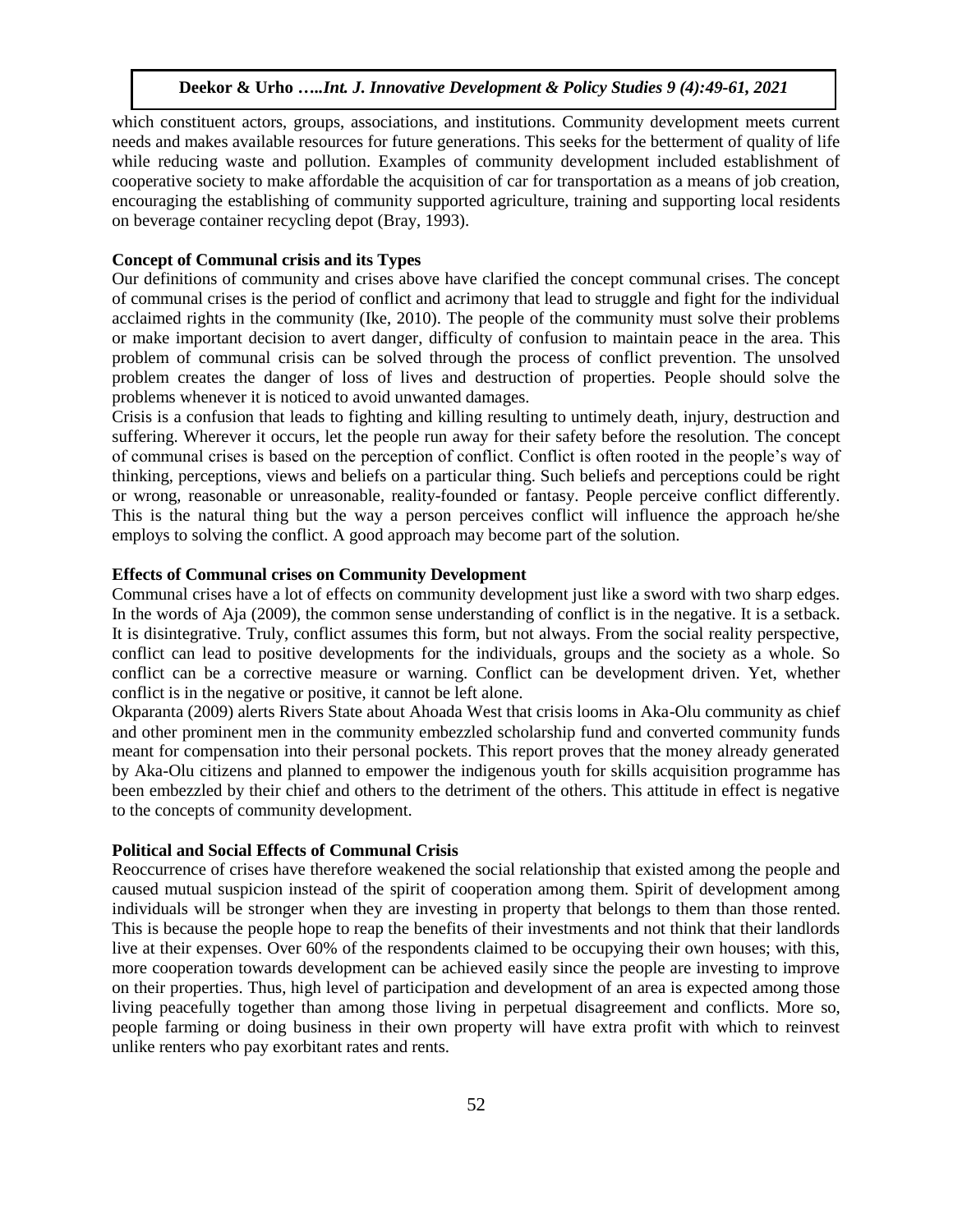which constituent actors, groups, associations, and institutions. Community development meets current needs and makes available resources for future generations. This seeks for the betterment of quality of life while reducing waste and pollution. Examples of community development included establishment of cooperative society to make affordable the acquisition of car for transportation as a means of job creation, encouraging the establishing of community supported agriculture, training and supporting local residents on beverage container recycling depot (Bray, 1993).

### Concept of Communal crisis and its Types

Our definitions of community and crises above have clarified the concept communal crises. The concept of communal crises is the period of conflict and acrimony that lead to struggle and fight for the individual acclaimed rights in the community (Ike, 2010). The people of the community must solve their problems or make important decision to avert danger, difficulty of confusion to maintain peace in the area. This problem of communal crisis can be solved through the process of conflict prevention. The unsolved problem creates the danger of loss of lives and destruction of properties. People should solve the problems whenever it is noticed to avoid unwanted damages.

Crisis is a confusion that leads to fighting and killing resulting to untimely death, injury, destruction and suffering. Wherever it occurs, let the people run away for their safety before the resolution. The concept of communal crises is based on the perception of conflict. Conflict is often rooted in the people's way of thinking, perceptions, views and beliefs on a particular thing. Such beliefs and perceptions could be right or wrong, reasonable or unreasonable, reality-founded or fantasy. People perceive conflict differently. This is the natural thing but the way a person perceives conflict will influence the approach he/she employs to solving the conflict. A good approach may become part of the solution.

### Effects of Communal crises on Community Development

Communal crises have a lot of effects on community development just like a sword with two sharp edges. In the words of Aja (2009), the common sense understanding of conflict is in the negative. It is a setback. It is disintegrative. Truly, conflict assumes this form, but not always. From the social reality perspective, conflict can lead to positive developments for the individuals, groups and the society as a whole. So conflict can be a corrective measure or warning. Conflict can be development driven. Yet, whether conflict is in the negative or positive, it cannot be left alone.

Okparanta (2009) alerts Rivers State about Ahoada West that crisis looms in Aka-Olu community as chief and other prominent men in the community embezzled scholarship fund and converted community funds meant for compensation into their personal pockets. This report proves that the money already generated by Aka-Olu citizens and planned to empower the indigenous youth for skills acquisition programme has been embezzled by their chief and others to the detriment of the others. This attitude in effect is negative to the concepts of community development.

### Political and Social Effects of Communal Crisis

Reoccurrence of crises have therefore weakened the social relationship that existed among the people and caused mutual suspicion instead of the spirit of cooperation among them. Spirit of development among individuals will be stronger when they are investing in property that belongs to them than those rented. This is because the people hope to reap the benefits of their investments and not think that their landlords live at their expenses. Over 60% of the respondents claimed to be occupying their own houses; with this, more cooperation towards development can be achieved easily since the people are investing to improve on their properties. Thus, high level of participation and development of an area is expected among those living peacefully together than among those living in perpetual disagreement and conflicts. More so, people farming or doing business in their own property will have extra profit with which to reinvest unlike renters who pay exorbitant rates and rents.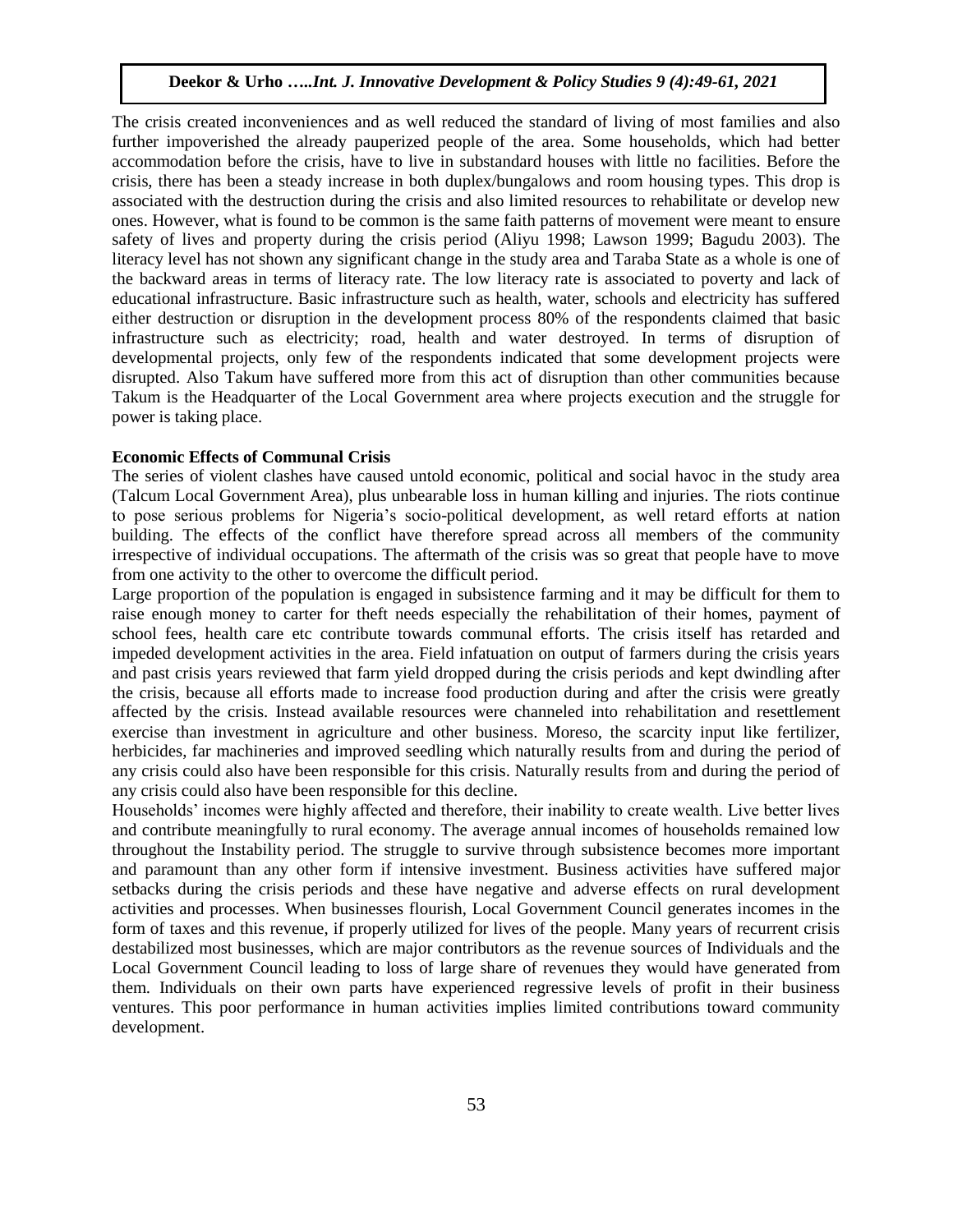The crisis created inconveniences and as well reduced the standard of living of most families and also further impoverished the already pauperized people of the area. Some households, which had better accommodation before the crisis, have to live in substandard houses with little no facilities. Before the crisis, there has been a steady increase in both duplex/bungalows and room housing types. This drop is associated with the destruction during the crisis and also limited resources to rehabilitate or develop new ones. However, what is found to be common is the same faith patterns of movement were meant to ensure safety of lives and property during the crisis period (Aliyu 1998; Lawson 1999; Bagudu 2003). The literacy level has not shown any significant change in the study area and Taraba State as a whole is one of the backward areas in terms of literacy rate. The low literacy rate is associated to poverty and lack of educational infrastructure. Basic infrastructure such as health, water, schools and electricity has suffered either destruction or disruption in the development process 80% of the respondents claimed that basic infrastructure such as electricity; road, health and water destroyed. In terms of disruption of developmental projects, only few of the respondents indicated that some development projects were disrupted. Also Takum have suffered more from this act of disruption than other communities because Takum is the Headquarter of the Local Government area where projects execution and the struggle for power is taking place.

**Economic Effects of Communal Crisis**

The series of violent clashes have caused untold economic, political and social havoc in the study area (Talcum Local Government Area), plus unbearable loss in human killing and injuries. The riots continue to pose serious problems for Nigeria's socio-political development, as well retard efforts at nation building. The effects of the conflict have therefore spread across all members of the community irrespective of individual occupations. The aftermath of the crisis was so great that people have to move from one activity to the other to overcome the difficult period.

Large proportion of the population is engaged in subsistence farming and it may be difficult for them to raise enough money to carter for theft needs especially the rehabilitation of their homes, payment of school fees, health care etc contribute towards communal efforts. The crisis itself has retarded and impeded development activities in the area. Field infatuation on output of farmers during the crisis years and past crisis years reviewed that farm yield dropped during the crisis periods and kept dwindling after the crisis, because all efforts made to increase food production during and after the crisis were greatly affected by the crisis. Instead available resources were channeled into rehabilitation and resettlement exercise than investment in agriculture and other business. Moreso, the scarcity input like fertilizer, herbicides, far machineries and improved seedling which naturally results from and during the period of any crisis could also have been responsible for this crisis. Naturally results from and during the period of any crisis could also have been responsible for this decline.

Households' incomes were highly affected and therefore, their inability to create wealth. Live better lives and contribute meaningfully to rural economy. The average annual incomes of households remained low throughout the Instability period. The struggle to survive through subsistence becomes more important and paramount than any other form if intensive investment. Business activities have suffered major setbacks during the crisis periods and these have negative and adverse effects on rural development activities and processes. When businesses flourish, Local Government Council generates incomes in the form of taxes and this revenue, if properly utilized for lives of the people. Many years of recurrent crisis destabilized most businesses, which are major contributors as the revenue sources of Individuals and the Local Government Council leading to loss of large share of revenues they would have generated from them. Individuals on their own parts have experienced regressive levels of profit in their business ventures. This poor performance in human activities implies limited contributions toward community development.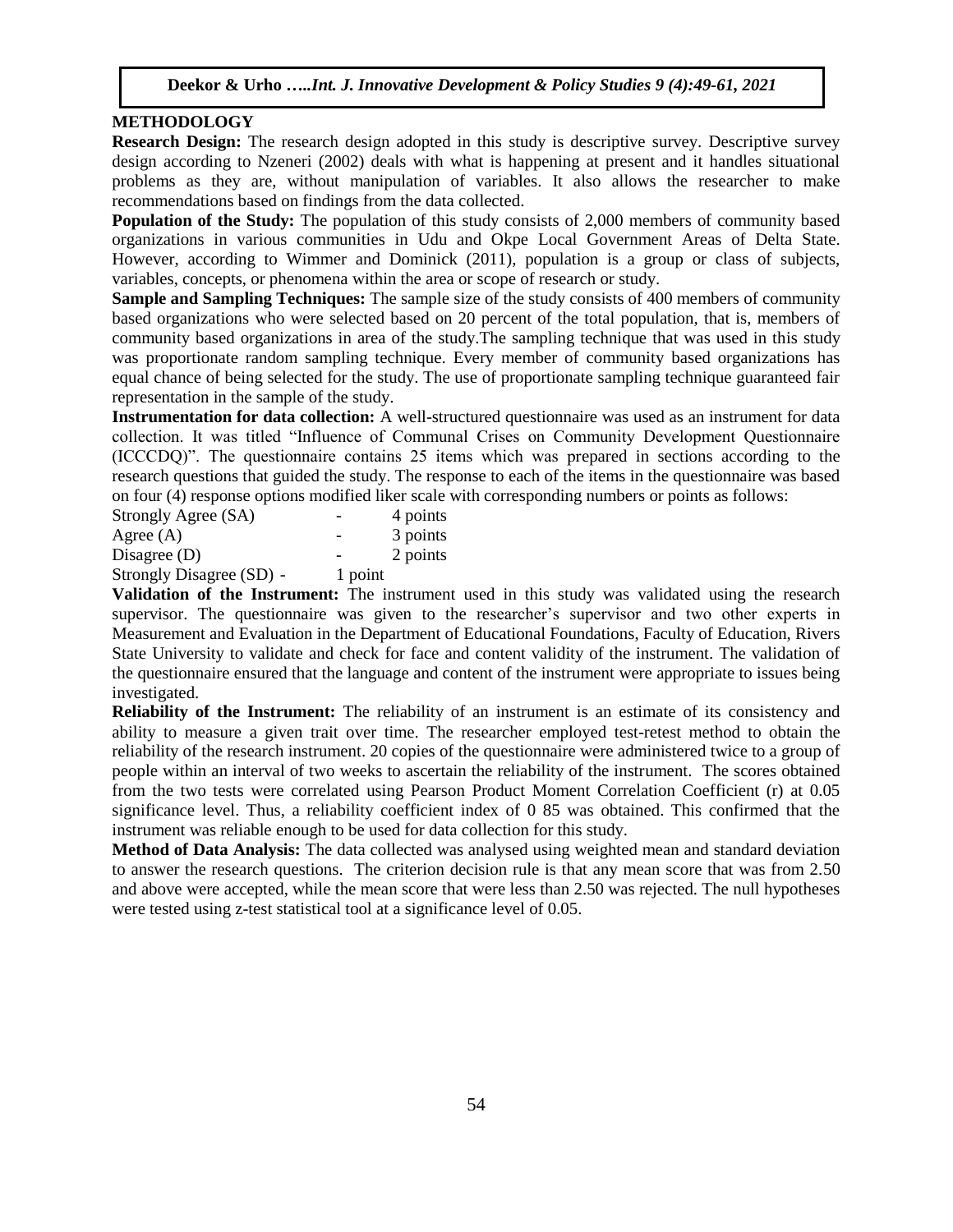## METHODOLOGY

**Research Design:** The research design adopted in this study is descriptive survey. Descriptive survey design according to Nzeneri (2002) deals with what is happening at present and it handles situational problems as they are, without manipulation of variables. It also allows the researcher to make recommendations based on findings from the data collected.

**Population of the Study:** The population of this study consists of 2,000 members of community based organizations in various communities in Udu and Okpe Local Government Areas of Delta State. However, according to Wimmer and Dominick (2011), population is a group or class of subjects, variables, concepts, or phenomena within the area or scope of research or study.

**Sample and Sampling Techniques:** The sample size of the study consists of 400 members of community based organizations who were selected based on 20 percent of the total population, that is, members of community based organizations in area of the study.The sampling technique that was used in this study was proportionate random sampling technique. Every member of community based organizations has equal chance of being selected for the study. The use of proportionate sampling technique guaranteed fair representation in the sample of the study.

**Instrumentation for data collection:** A well-structured questionnaire was used as an instrument for data collection. It was titled "Influence of Communal Crises on Community Development Questionnaire (ICCCDQ)". The questionnaire contains 25 items which was prepared in sections according to the research questions that guided the study. The response to each of the items in the questionnaire was based on four (4) response options modified liker scale with corresponding numbers or points as follows:

Strongly Agree (SA) - 4 points
Agree (A) - 3 points
Disagree (D) - 2 points
Strongly Disagree (SD) - 1 point

**Validation of the Instrument:** The instrument used in this study was validated using the research supervisor. The questionnaire was given to the researcher's supervisor and two other experts in Measurement and Evaluation in the Department of Educational Foundations, Faculty of Education, Rivers State University to validate and check for face and content validity of the instrument. The validation of the questionnaire ensured that the language and content of the instrument were appropriate to issues being investigated.

**Reliability of the Instrument:** The reliability of an instrument is an estimate of its consistency and ability to measure a given trait over time. The researcher employed test-retest method to obtain the reliability of the research instrument. 20 copies of the questionnaire were administered twice to a group of people within an interval of two weeks to ascertain the reliability of the instrument. The scores obtained from the two tests were correlated using Pearson Product Moment Correlation Coefficient (r) at 0.05 significance level. Thus, a reliability coefficient index of 0 85 was obtained. This confirmed that the instrument was reliable enough to be used for data collection for this study.

**Method of Data Analysis:** The data collected was analysed using weighted mean and standard deviation to answer the research questions. The criterion decision rule is that any mean score that was from 2.50 and above were accepted, while the mean score that were less than 2.50 was rejected. The null hypotheses were tested using z-test statistical tool at a significance level of 0.05.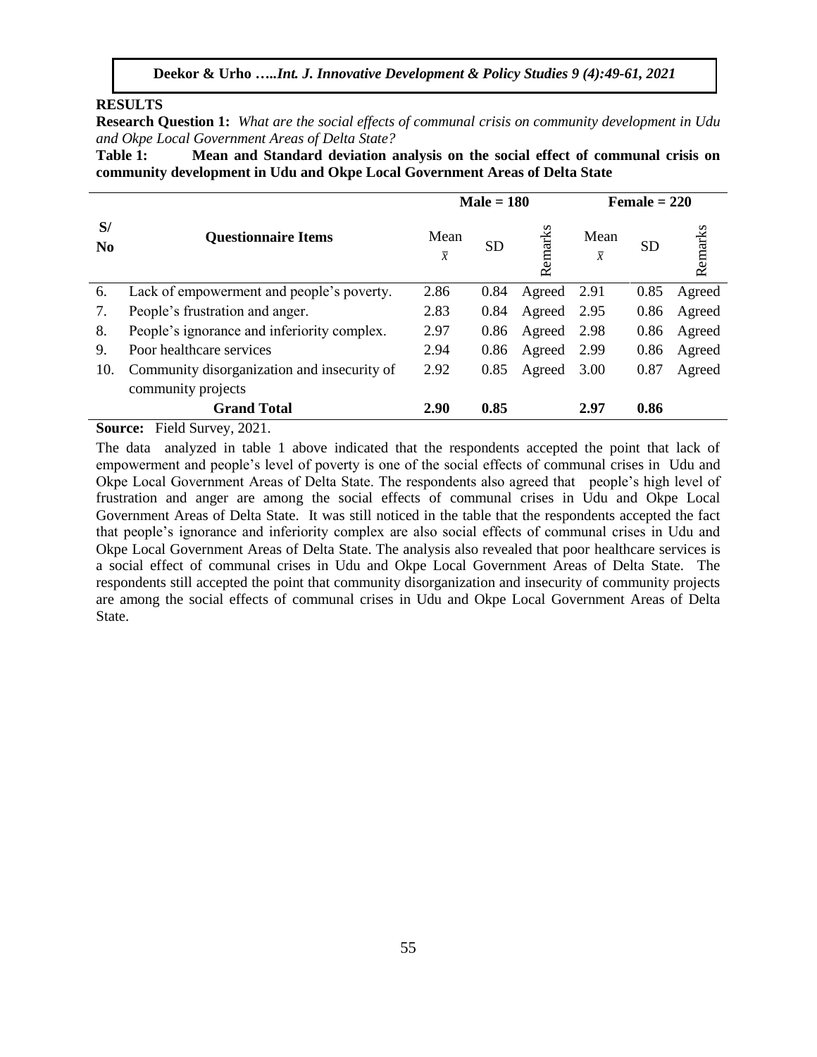## RESULTS

**Research Question 1:** *What are the social effects of communal crisis on community development in Udu and Okpe Local Government Areas of Delta State?*

**Table 1: Mean and Standard deviation analysis on the social effect of communal crisis on community development in Udu and Okpe Local Government Areas of Delta State**

| S/ No | Questionnaire Items | Male = 180 | | | Female = 220 | | |
|---|---|---|---|---|---|---|---|
| | | Mean $\bar{x}$ | SD | Remarks | Mean $\bar{x}$ | SD | Remarks |
| 6. | Lack of empowerment and people's poverty. | 2.86 | 0.84 | Agreed | 2.91 | 0.85 | Agreed |
| 7. | People's frustration and anger. | 2.83 | 0.84 | Agreed | 2.95 | 0.86 | Agreed |
| 8. | People's ignorance and inferiority complex. | 2.97 | 0.86 | Agreed | 2.98 | 0.86 | Agreed |
| 9. | Poor healthcare services | 2.94 | 0.86 | Agreed | 2.99 | 0.86 | Agreed |
| 10. | Community disorganization and insecurity of community projects | 2.92 | 0.85 | Agreed | 3.00 | 0.87 | Agreed |
| | **Grand Total** | **2.90** | **0.85** | | **2.97** | **0.86** | |

**Source:** Field Survey, 2021.

The data analyzed in table 1 above indicated that the respondents accepted the point that lack of empowerment and people's level of poverty is one of the social effects of communal crises in Udu and Okpe Local Government Areas of Delta State. The respondents also agreed that people's high level of frustration and anger are among the social effects of communal crises in Udu and Okpe Local Government Areas of Delta State. It was still noticed in the table that the respondents accepted the fact that people's ignorance and inferiority complex are also social effects of communal crises in Udu and Okpe Local Government Areas of Delta State. The analysis also revealed that poor healthcare services is a social effect of communal crises in Udu and Okpe Local Government Areas of Delta State. The respondents still accepted the point that community disorganization and insecurity of community projects are among the social effects of communal crises in Udu and Okpe Local Government Areas of Delta State.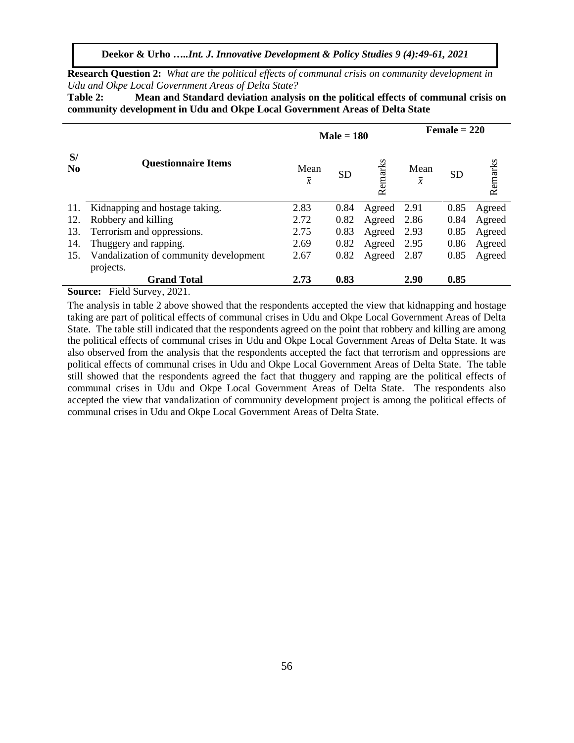**Research Question 2:** *What are the political effects of communal crisis on community development in Udu and Okpe Local Government Areas of Delta State?*

**Table 2: Mean and Standard deviation analysis on the political effects of communal crisis on community development in Udu and Okpe Local Government Areas of Delta State**

| S/No | Questionnaire Items | Male = 180 | | | Female = 220 | | |
|---|---|---|---|---|---|---|---|
| | | Mean $\bar{x}$ | SD | Remarks | Mean $\bar{x}$ | SD | Remarks |
| 11. | Kidnapping and hostage taking. | 2.83 | 0.84 | Agreed | 2.91 | 0.85 | Agreed |
| 12. | Robbery and killing | 2.72 | 0.82 | Agreed | 2.86 | 0.84 | Agreed |
| 13. | Terrorism and oppressions. | 2.75 | 0.83 | Agreed | 2.93 | 0.85 | Agreed |
| 14. | Thuggery and rapping. | 2.69 | 0.82 | Agreed | 2.95 | 0.86 | Agreed |
| 15. | Vandalization of community development projects. | 2.67 | 0.82 | Agreed | 2.87 | 0.85 | Agreed |
| | **Grand Total** | **2.73** | **0.83** | | **2.90** | **0.85** | |

**Source:** Field Survey, 2021.

The analysis in table 2 above showed that the respondents accepted the view that kidnapping and hostage taking are part of political effects of communal crises in Udu and Okpe Local Government Areas of Delta State. The table still indicated that the respondents agreed on the point that robbery and killing are among the political effects of communal crises in Udu and Okpe Local Government Areas of Delta State. It was also observed from the analysis that the respondents accepted the fact that terrorism and oppressions are political effects of communal crises in Udu and Okpe Local Government Areas of Delta State. The table still showed that the respondents agreed the fact that thuggery and rapping are the political effects of communal crises in Udu and Okpe Local Government Areas of Delta State. The respondents also accepted the view that vandalization of community development project is among the political effects of communal crises in Udu and Okpe Local Government Areas of Delta State.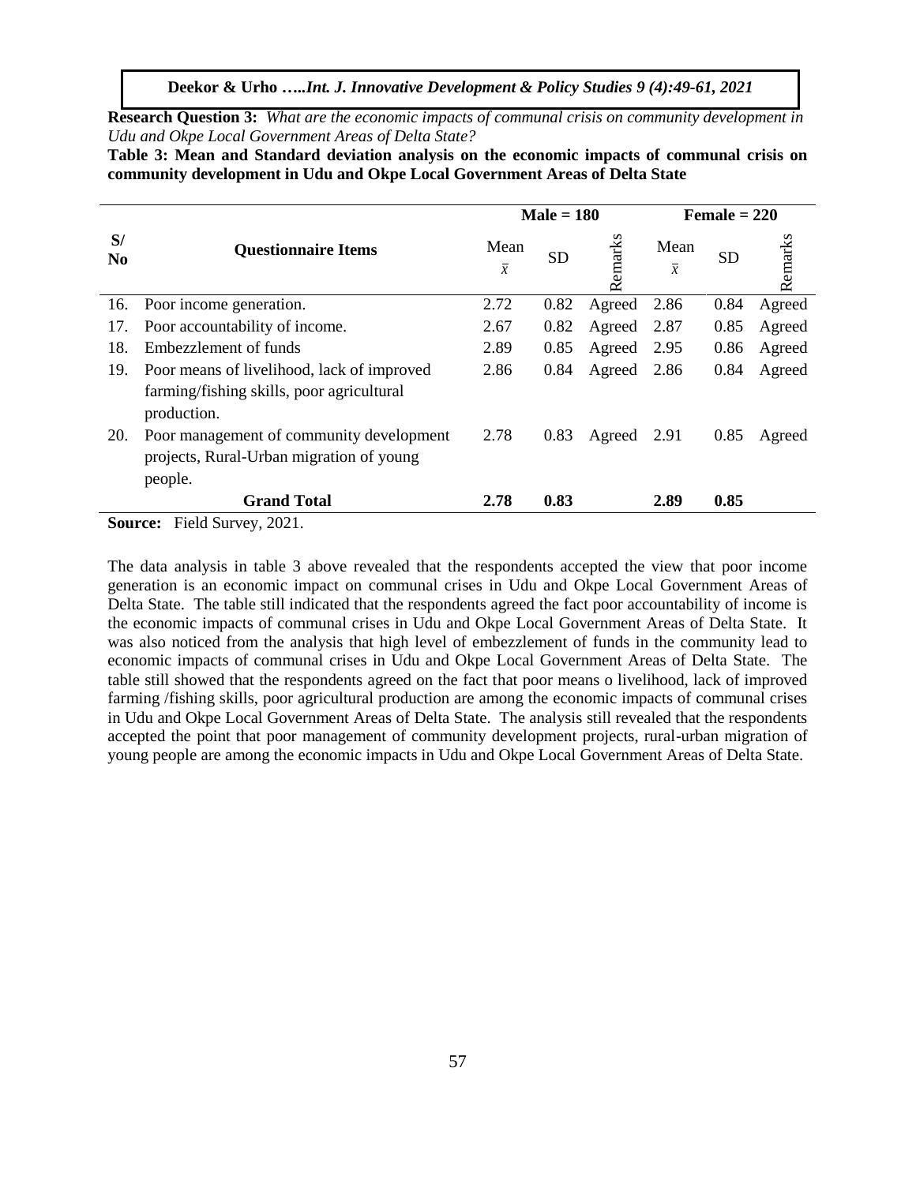**Research Question 3:** *What are the economic impacts of communal crisis on community development in Udu and Okpe Local Government Areas of Delta State?*

**Table 3: Mean and Standard deviation analysis on the economic impacts of communal crisis on community development in Udu and Okpe Local Government Areas of Delta State**

| S/No | Questionnaire Items | Male = 180 | | | Female = 220 | | |
|---|---|---|---|---|---|---|---|
| | | Mean $\bar{x}$ | SD | Remarks | Mean $\bar{x}$ | SD | Remarks |
| 16. | Poor income generation. | 2.72 | 0.82 | Agreed | 2.86 | 0.84 | Agreed |
| 17. | Poor accountability of income. | 2.67 | 0.82 | Agreed | 2.87 | 0.85 | Agreed |
| 18. | Embezzlement of funds | 2.89 | 0.85 | Agreed | 2.95 | 0.86 | Agreed |
| 19. | Poor means of livelihood, lack of improved farming/fishing skills, poor agricultural production. | 2.86 | 0.84 | Agreed | 2.86 | 0.84 | Agreed |
| 20. | Poor management of community development projects, Rural-Urban migration of young people. | 2.78 | 0.83 | Agreed | 2.91 | 0.85 | Agreed |
| | **Grand Total** | **2.78** | **0.83** | | **2.89** | **0.85** | |

**Source:** Field Survey, 2021.

The data analysis in table 3 above revealed that the respondents accepted the view that poor income generation is an economic impact on communal crises in Udu and Okpe Local Government Areas of Delta State. The table still indicated that the respondents agreed the fact poor accountability of income is the economic impacts of communal crises in Udu and Okpe Local Government Areas of Delta State. It was also noticed from the analysis that high level of embezzlement of funds in the community lead to economic impacts of communal crises in Udu and Okpe Local Government Areas of Delta State. The table still showed that the respondents agreed on the fact that poor means o livelihood, lack of improved farming /fishing skills, poor agricultural production are among the economic impacts of communal crises in Udu and Okpe Local Government Areas of Delta State. The analysis still revealed that the respondents accepted the point that poor management of community development projects, rural-urban migration of young people are among the economic impacts in Udu and Okpe Local Government Areas of Delta State.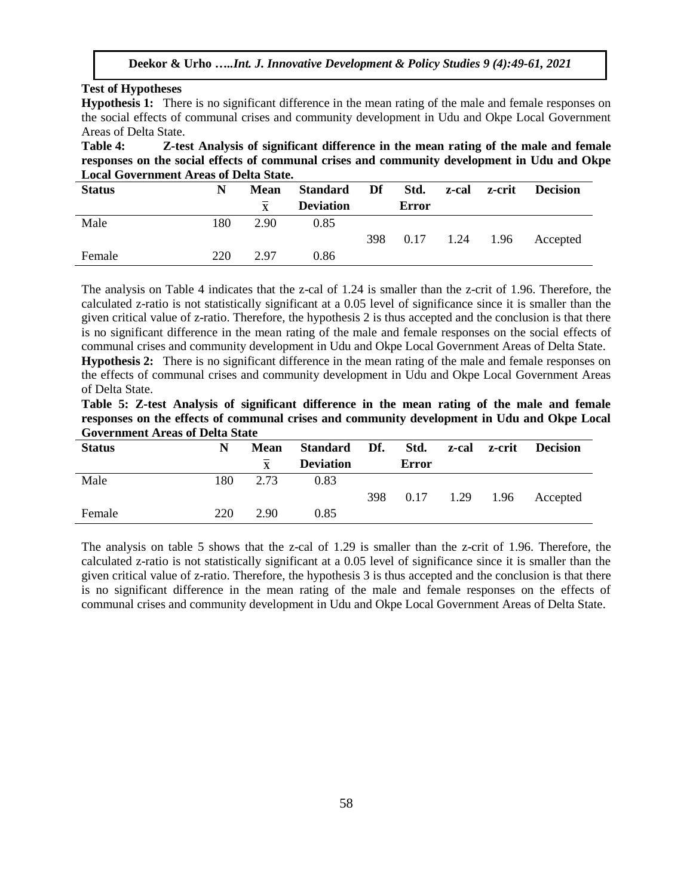**Test of Hypotheses**

**Hypothesis 1:** There is no significant difference in the mean rating of the male and female responses on the social effects of communal crises and community development in Udu and Okpe Local Government Areas of Delta State.

**Table 4: Z-test Analysis of significant difference in the mean rating of the male and female responses on the social effects of communal crises and community development in Udu and Okpe Local Government Areas of Delta State.**

| Status | N | Mean $\bar{x}$ | Standard Deviation | Df | Std. Error | z-cal | z-crit | Decision |
|---|---|---|---|---|---|---|---|---|
| Male | 180 | 2.90 | 0.85 | | | | | |
| | | | | 398 | 0.17 | 1.24 | 1.96 | Accepted |
| Female | 220 | 2.97 | 0.86 | | | | | |

The analysis on Table 4 indicates that the z-cal of 1.24 is smaller than the z-crit of 1.96. Therefore, the calculated z-ratio is not statistically significant at a 0.05 level of significance since it is smaller than the given critical value of z-ratio. Therefore, the hypothesis 2 is thus accepted and the conclusion is that there is no significant difference in the mean rating of the male and female responses on the social effects of communal crises and community development in Udu and Okpe Local Government Areas of Delta State.

**Hypothesis 2:** There is no significant difference in the mean rating of the male and female responses on the effects of communal crises and community development in Udu and Okpe Local Government Areas of Delta State.

**Table 5: Z-test Analysis of significant difference in the mean rating of the male and female responses on the effects of communal crises and community development in Udu and Okpe Local Government Areas of Delta State**

| Status | N | Mean $\bar{x}$ | Standard Deviation | Df. | Std. Error | z-cal | z-crit | Decision |
|---|---|---|---|---|---|---|---|---|
| Male | 180 | 2.73 | 0.83 | | | | | |
| | | | | 398 | 0.17 | 1.29 | 1.96 | Accepted |
| Female | 220 | 2.90 | 0.85 | | | | | |

The analysis on table 5 shows that the z-cal of 1.29 is smaller than the z-crit of 1.96. Therefore, the calculated z-ratio is not statistically significant at a 0.05 level of significance since it is smaller than the given critical value of z-ratio. Therefore, the hypothesis 3 is thus accepted and the conclusion is that there is no significant difference in the mean rating of the male and female responses on the effects of communal crises and community development in Udu and Okpe Local Government Areas of Delta State.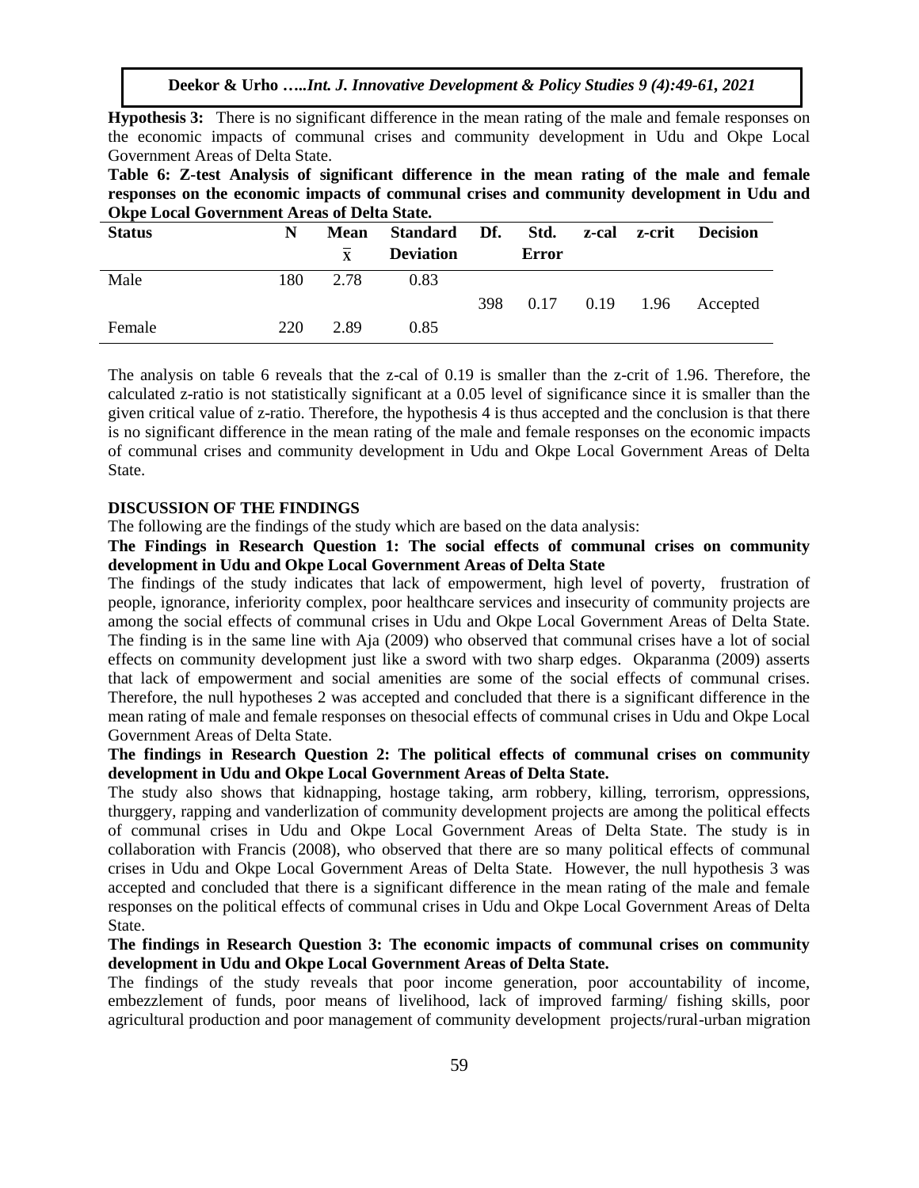**Hypothesis 3:** There is no significant difference in the mean rating of the male and female responses on the economic impacts of communal crises and community development in Udu and Okpe Local Government Areas of Delta State.

**Table 6: Z-test Analysis of significant difference in the mean rating of the male and female responses on the economic impacts of communal crises and community development in Udu and Okpe Local Government Areas of Delta State.**

| Status | N | Mean $\bar{x}$ | Standard Deviation | Df. | Std. Error | z-cal | z-crit | Decision |
|---|---|---|---|---|---|---|---|---|
| Male | 180 | 2.78 | 0.83 | | | | | |
| | | | | 398 | 0.17 | 0.19 | 1.96 | Accepted |
| Female | 220 | 2.89 | 0.85 | | | | | |

The analysis on table 6 reveals that the z-cal of 0.19 is smaller than the z-crit of 1.96. Therefore, the calculated z-ratio is not statistically significant at a 0.05 level of significance since it is smaller than the given critical value of z-ratio. Therefore, the hypothesis 4 is thus accepted and the conclusion is that there is no significant difference in the mean rating of the male and female responses on the economic impacts of communal crises and community development in Udu and Okpe Local Government Areas of Delta State.

## DISCUSSION OF THE FINDINGS

The following are the findings of the study which are based on the data analysis:

**The Findings in Research Question 1: The social effects of communal crises on community development in Udu and Okpe Local Government Areas of Delta State**

The findings of the study indicates that lack of empowerment, high level of poverty, frustration of people, ignorance, inferiority complex, poor healthcare services and insecurity of community projects are among the social effects of communal crises in Udu and Okpe Local Government Areas of Delta State. The finding is in the same line with Aja (2009) who observed that communal crises have a lot of social effects on community development just like a sword with two sharp edges. Okparanma (2009) asserts that lack of empowerment and social amenities are some of the social effects of communal crises. Therefore, the null hypotheses 2 was accepted and concluded that there is a significant difference in the mean rating of male and female responses on thesocial effects of communal crises in Udu and Okpe Local Government Areas of Delta State.

**The findings in Research Question 2: The political effects of communal crises on community development in Udu and Okpe Local Government Areas of Delta State.**

The study also shows that kidnapping, hostage taking, arm robbery, killing, terrorism, oppressions, thurggery, rapping and vanderlization of community development projects are among the political effects of communal crises in Udu and Okpe Local Government Areas of Delta State. The study is in collaboration with Francis (2008), who observed that there are so many political effects of communal crises in Udu and Okpe Local Government Areas of Delta State. However, the null hypothesis 3 was accepted and concluded that there is a significant difference in the mean rating of the male and female responses on the political effects of communal crises in Udu and Okpe Local Government Areas of Delta State.

**The findings in Research Question 3: The economic impacts of communal crises on community development in Udu and Okpe Local Government Areas of Delta State.**

The findings of the study reveals that poor income generation, poor accountability of income, embezzlement of funds, poor means of livelihood, lack of improved farming/ fishing skills, poor agricultural production and poor management of community development projects/rural-urban migration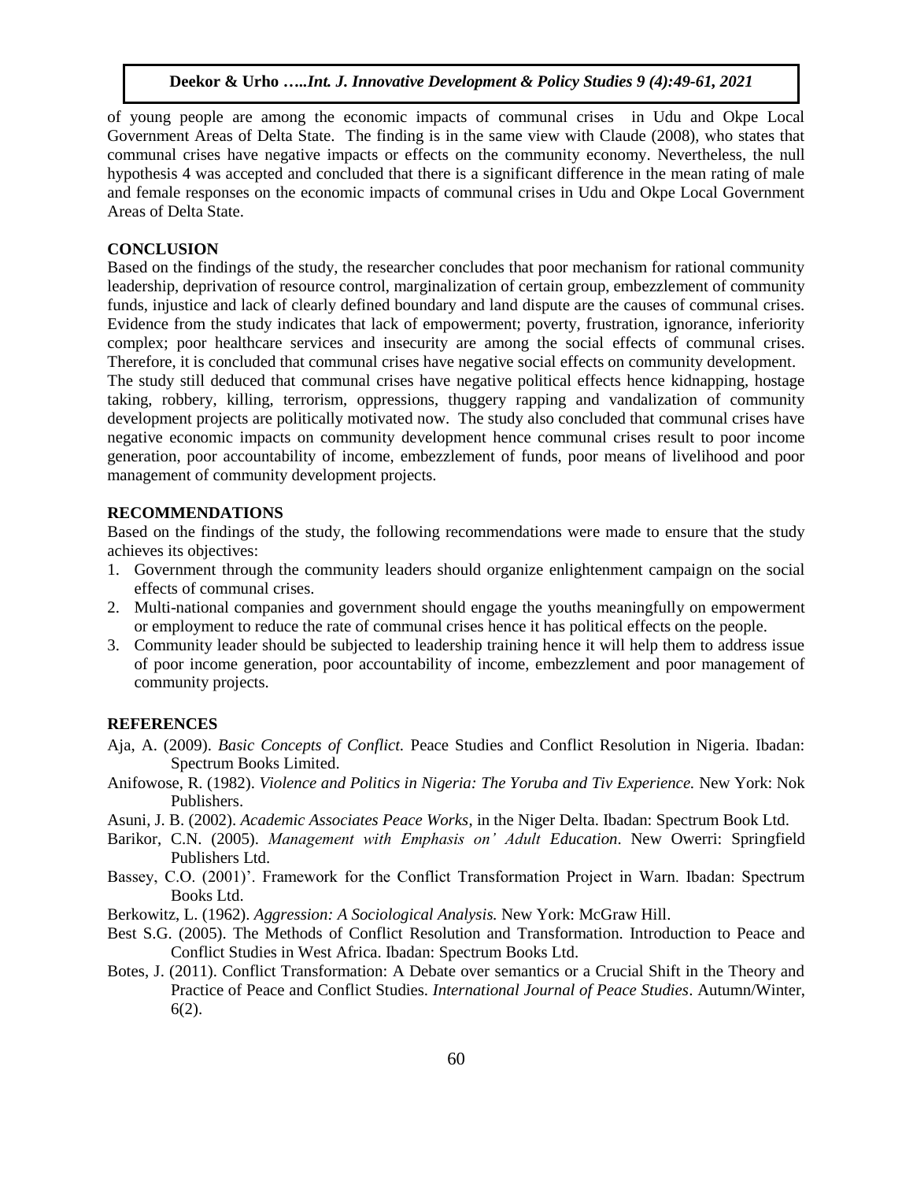of young people are among the economic impacts of communal crises in Udu and Okpe Local Government Areas of Delta State. The finding is in the same view with Claude (2008), who states that communal crises have negative impacts or effects on the community economy. Nevertheless, the null hypothesis 4 was accepted and concluded that there is a significant difference in the mean rating of male and female responses on the economic impacts of communal crises in Udu and Okpe Local Government Areas of Delta State.

## CONCLUSION

Based on the findings of the study, the researcher concludes that poor mechanism for rational community leadership, deprivation of resource control, marginalization of certain group, embezzlement of community funds, injustice and lack of clearly defined boundary and land dispute are the causes of communal crises. Evidence from the study indicates that lack of empowerment; poverty, frustration, ignorance, inferiority complex; poor healthcare services and insecurity are among the social effects of communal crises. Therefore, it is concluded that communal crises have negative social effects on community development.

The study still deduced that communal crises have negative political effects hence kidnapping, hostage taking, robbery, killing, terrorism, oppressions, thuggery rapping and vandalization of community development projects are politically motivated now. The study also concluded that communal crises have negative economic impacts on community development hence communal crises result to poor income generation, poor accountability of income, embezzlement of funds, poor means of livelihood and poor management of community development projects.

## RECOMMENDATIONS

Based on the findings of the study, the following recommendations were made to ensure that the study achieves its objectives:

1. Government through the community leaders should organize enlightenment campaign on the social effects of communal crises.
2. Multi-national companies and government should engage the youths meaningfully on empowerment or employment to reduce the rate of communal crises hence it has political effects on the people.
3. Community leader should be subjected to leadership training hence it will help them to address issue of poor income generation, poor accountability of income, embezzlement and poor management of community projects.

## REFERENCES

Aja, A. (2009). *Basic Concepts of Conflict.* Peace Studies and Conflict Resolution in Nigeria. Ibadan: Spectrum Books Limited.

Anifowose, R. (1982). *Violence and Politics in Nigeria: The Yoruba and Tiv Experience.* New York: Nok Publishers.

Asuni, J. B. (2002). *Academic Associates Peace Works*, in the Niger Delta. Ibadan: Spectrum Book Ltd.

Barikor, C.N. (2005). *Management with Emphasis on' Adult Education*. New Owerri: Springfield Publishers Ltd.

Bassey, C.O. (2001)'. Framework for the Conflict Transformation Project in Warn. Ibadan: Spectrum Books Ltd.

Berkowitz, L. (1962). *Aggression: A Sociological Analysis.* New York: McGraw Hill.

Best S.G. (2005). The Methods of Conflict Resolution and Transformation. Introduction to Peace and Conflict Studies in West Africa. Ibadan: Spectrum Books Ltd.

Botes, J. (2011). Conflict Transformation: A Debate over semantics or a Crucial Shift in the Theory and Practice of Peace and Conflict Studies. *International Journal of Peace Studies*. Autumn/Winter, 6(2).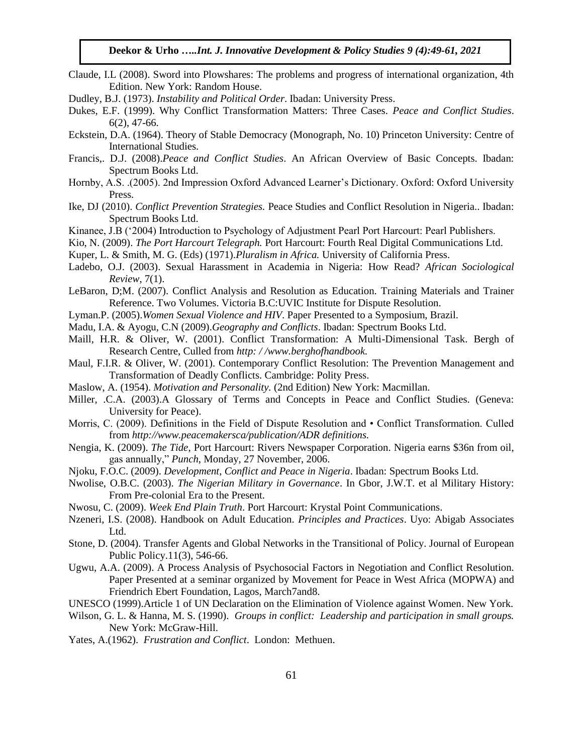Claude, I.L (2008). Sword into Plowshares: The problems and progress of international organization, 4th Edition. New York: Random House.

Dudley, B.J. (1973). *Instability and Political Order*. Ibadan: University Press.

Dukes, E.F. (1999). Why Conflict Transformation Matters: Three Cases. *Peace and Conflict Studies*. 6(2), 47-66.

Eckstein, D.A. (1964). Theory of Stable Democracy (Monograph, No. 10) Princeton University: Centre of International Studies.

Francis,. D.J. (2008).*Peace and Conflict Studies*. An African Overview of Basic Concepts. Ibadan: Spectrum Books Ltd.

Hornby, A.S. .(2005). 2nd Impression Oxford Advanced Learner's Dictionary. Oxford: Oxford University Press.

Ike, DJ (2010). *Conflict Prevention Strategies.* Peace Studies and Conflict Resolution in Nigeria.. Ibadan: Spectrum Books Ltd.

Kinanee, J.B ('2004) Introduction to Psychology of Adjustment Pearl Port Harcourt: Pearl Publishers.

Kio, N. (2009). *The Port Harcourt Telegraph.* Port Harcourt: Fourth Real Digital Communications Ltd.

Kuper, L. & Smith, M. G. (Eds) (1971).*Pluralism in Africa.* University of California Press.

Ladebo, O.J. (2003). Sexual Harassment in Academia in Nigeria: How Read? *African Sociological Review*, 7(1).

LeBaron, D;M. (2007). Conflict Analysis and Resolution as Education. Training Materials and Trainer Reference. Two Volumes. Victoria B.C:UVIC Institute for Dispute Resolution.

Lyman.P. (2005).*Women Sexual Violence and HIV*. Paper Presented to a Symposium, Brazil.

Madu, I.A. & Ayogu, C.N (2009).*Geography and Conflicts*. Ibadan: Spectrum Books Ltd.

Maill, H.R. & Oliver, W. (2001). Conflict Transformation: A Multi-Dimensional Task. Bergh of Research Centre, Culled from *http: / /www.berghofhandbook.*

Maul, F.I.R. & Oliver, W. (2001). Contemporary Conflict Resolution: The Prevention Management and Transformation of Deadly Conflicts. Cambridge: Polity Press.

Maslow, A. (1954). *Motivation and Personality.* (2nd Edition) New York: Macmillan.

Miller, .C.A. (2003).A Glossary of Terms and Concepts in Peace and Conflict Studies. (Geneva: University for Peace).

Morris, C. (2009). Definitions in the Field of Dispute Resolution and • Conflict Transformation. Culled from *http://www.peacemakersca/publication/ADR definitions.*

Nengia, K. (2009). *The Tide*, Port Harcourt: Rivers Newspaper Corporation. Nigeria earns \$36n from oil, gas annually," *Punch*, Monday, 27 November, 2006.

Njoku, F.O.C. (2009). *Development, Conflict and Peace in Nigeria*. Ibadan: Spectrum Books Ltd.

Nwolise, O.B.C. (2003). *The Nigerian Military in Governance*. In Gbor, J.W.T. et al Military History: From Pre-colonial Era to the Present.

Nwosu, C. (2009). *Week End Plain Truth*. Port Harcourt: Krystal Point Communications.

Nzeneri, I.S. (2008). Handbook on Adult Education. *Principles and Practices*. Uyo: Abigab Associates Ltd.

Stone, D. (2004). Transfer Agents and Global Networks in the Transitional of Policy. Journal of European Public Policy.11(3), 546-66.

Ugwu, A.A. (2009). A Process Analysis of Psychosocial Factors in Negotiation and Conflict Resolution. Paper Presented at a seminar organized by Movement for Peace in West Africa (MOPWA) and Friendrich Ebert Foundation, Lagos, March7and8.

UNESCO (1999).Article 1 of UN Declaration on the Elimination of Violence against Women. New York.

Wilson, G. L. & Hanna, M. S. (1990). *Groups in conflict: Leadership and participation in small groups.* New York: McGraw-Hill.

Yates, A.(1962). *Frustration and Conflict*. London: Methuen.